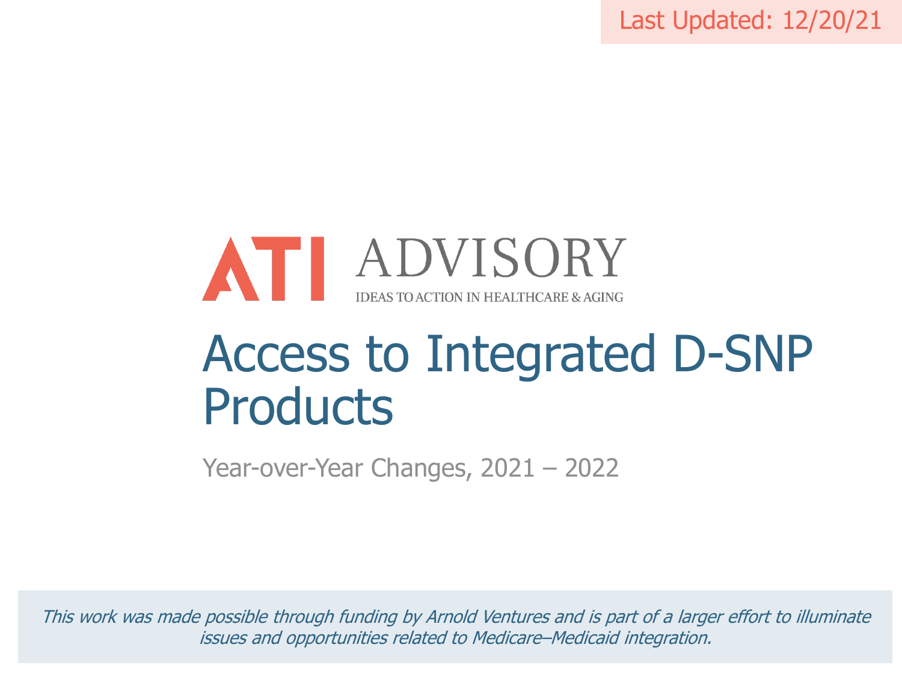Last Updated: 12/20/21

ATI ADVISORY

IDEAS TO ACTION IN HEALTHCARE & AGING

# Access to Integrated D-SNP Products

Year-over-Year Changes, 2021 – 2022

*This work was made possible through funding by Arnold Ventures and is part of a larger effort to illuminate issues and opportunities related to Medicare–Medicaid integration.*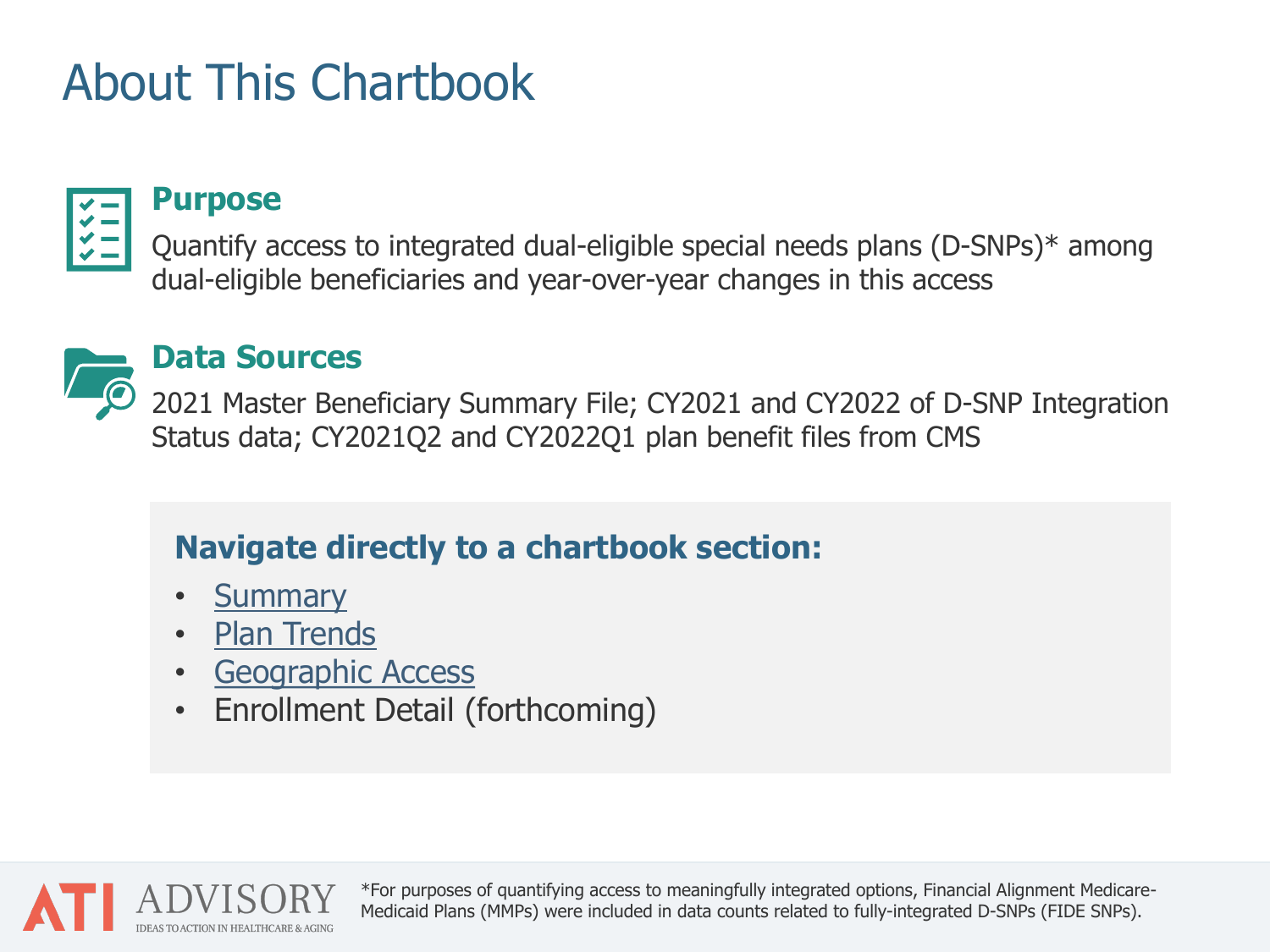# About This Chartbook

## Purpose

Quantify access to integrated dual-eligible special needs plans (D-SNPs)* among dual-eligible beneficiaries and year-over-year changes in this access

## Data Sources

2021 Master Beneficiary Summary File; CY2021 and CY2022 of D-SNP Integration Status data; CY2021Q2 and CY2022Q1 plan benefit files from CMS

### Navigate directly to a chartbook section:

- Summary
- Plan Trends
- Geographic Access
- Enrollment Detail (forthcoming)

ATI ADVISORY
IDEAS TO ACTION IN HEALTHCARE & AGING

*For purposes of quantifying access to meaningfully integrated options, Financial Alignment Medicare-Medicaid Plans (MMPs) were included in data counts related to fully-integrated D-SNPs (FIDE SNPs).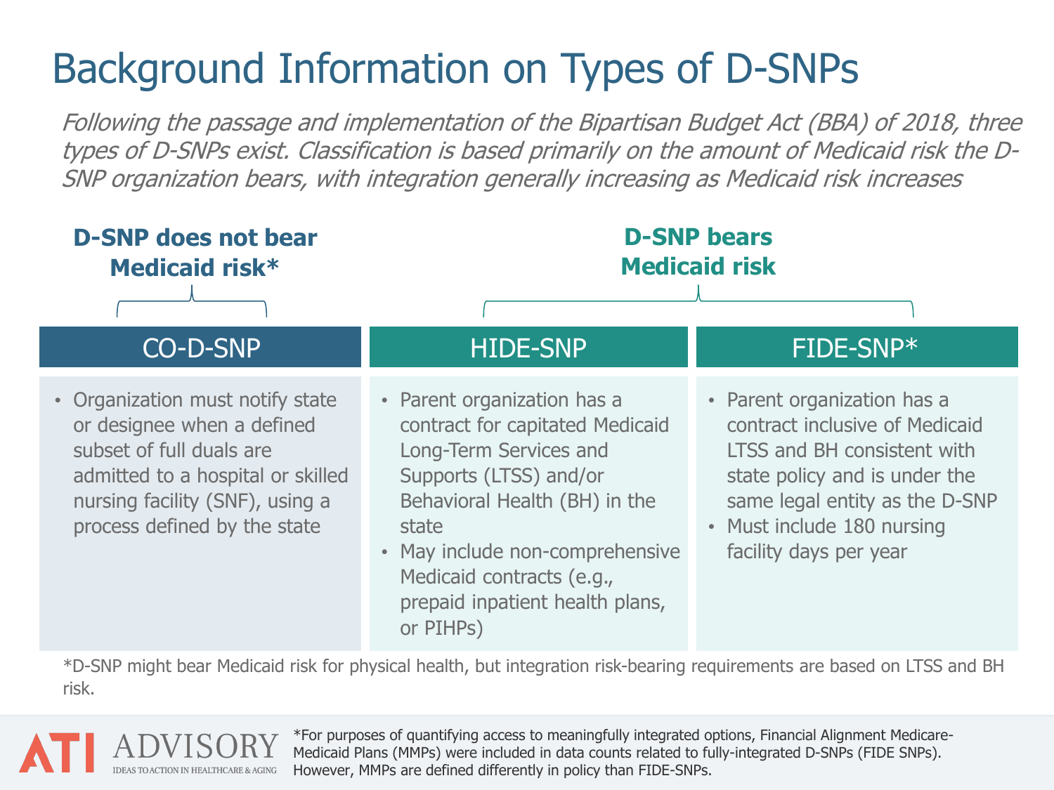# Background Information on Types of D-SNPs

*Following the passage and implementation of the Bipartisan Budget Act (BBA) of 2018, three types of D-SNPs exist. Classification is based primarily on the amount of Medicaid risk the D-SNP organization bears, with integration generally increasing as Medicaid risk increases*

| D-SNP does not bear Medicaid risk* | D-SNP bears Medicaid risk | |
|---|---|---|
| **CO-D-SNP** | **HIDE-SNP** | **FIDE-SNP*** |
| • Organization must notify state or designee when a defined subset of full duals are admitted to a hospital or skilled nursing facility (SNF), using a process defined by the state | • Parent organization has a contract for capitated Medicaid Long-Term Services and Supports (LTSS) and/or Behavioral Health (BH) in the state<br>• May include non-comprehensive Medicaid contracts (e.g., prepaid inpatient health plans, or PIHPs) | • Parent organization has a contract inclusive of Medicaid LTSS and BH consistent with state policy and is under the same legal entity as the D-SNP<br>• Must include 180 nursing facility days per year |

*D-SNP might bear Medicaid risk for physical health, but integration risk-bearing requirements are based on LTSS and BH risk.

ATI ADVISORY
IDEAS TO ACTION IN HEALTHCARE & AGING

*For purposes of quantifying access to meaningfully integrated options, Financial Alignment Medicare-Medicaid Plans (MMPs) were included in data counts related to fully-integrated D-SNPs (FIDE SNPs). However, MMPs are defined differently in policy than FIDE-SNPs.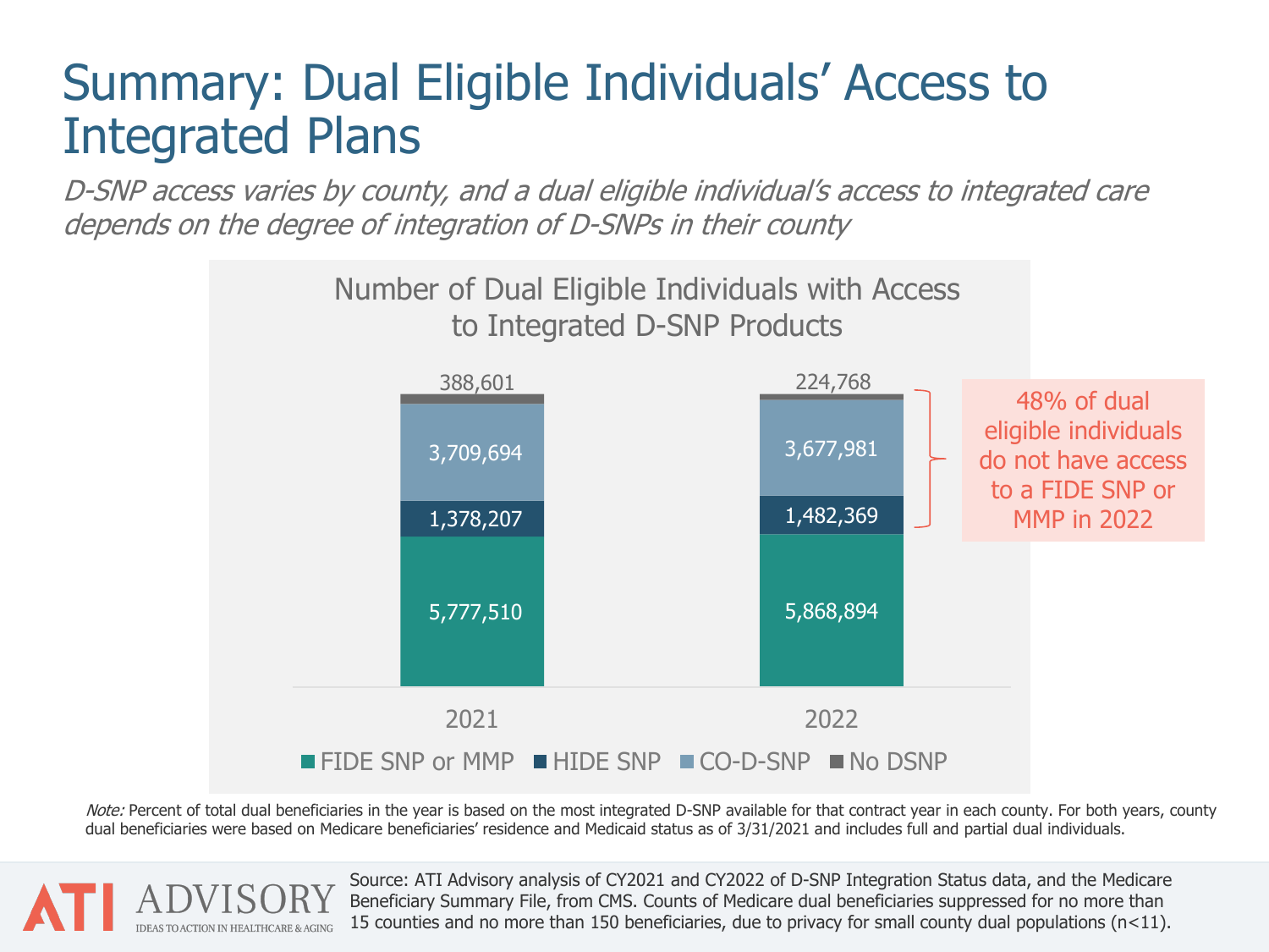# Summary: Dual Eligible Individuals' Access to Integrated Plans

*D-SNP access varies by county, and a dual eligible individual's access to integrated care depends on the degree of integration of D-SNPs in their county*

**Number of Dual Eligible Individuals with Access to Integrated D-SNP Products**

| | 2021 | 2022 |
|---|---|---|
| FIDE SNP or MMP | 5,777,510 | 5,868,894 |
| HIDE SNP | 1,378,207 | 1,482,369 |
| CO-D-SNP | 3,709,694 | 3,677,981 |
| No DSNP | 388,601 | 224,768 |

48% of dual eligible individuals do not have access to a FIDE SNP or MMP in 2022

*Note:* Percent of total dual beneficiaries in the year is based on the most integrated D-SNP available for that contract year in each county. For both years, county dual beneficiaries were based on Medicare beneficiaries' residence and Medicaid status as of 3/31/2021 and includes full and partial dual individuals.

ATI ADVISORY — IDEAS TO ACTION IN HEALTHCARE & AGING

Source: ATI Advisory analysis of CY2021 and CY2022 of D-SNP Integration Status data, and the Medicare Beneficiary Summary File, from CMS. Counts of Medicare dual beneficiaries suppressed for no more than 15 counties and no more than 150 beneficiaries, due to privacy for small county dual populations (n<11).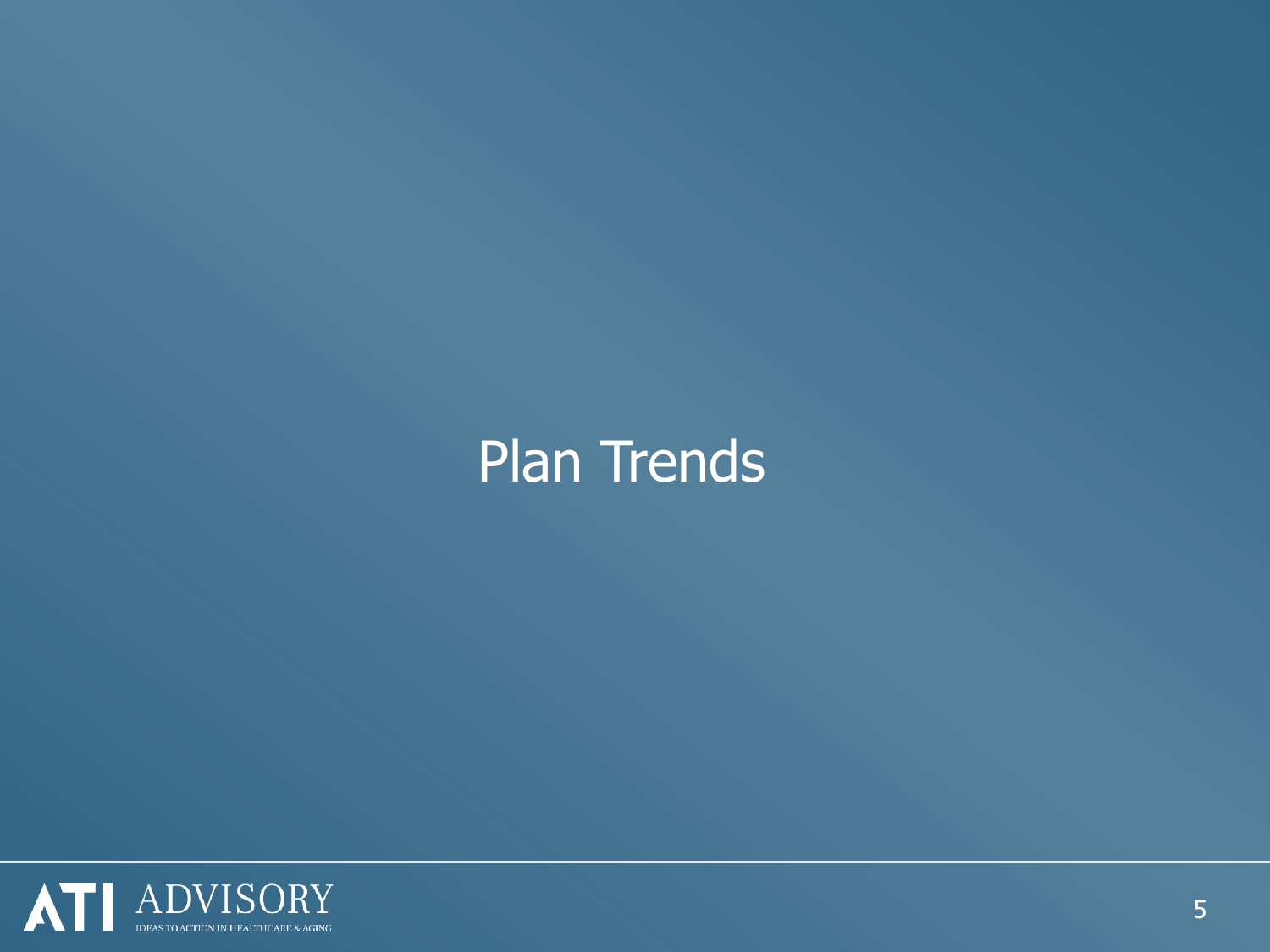# Plan Trends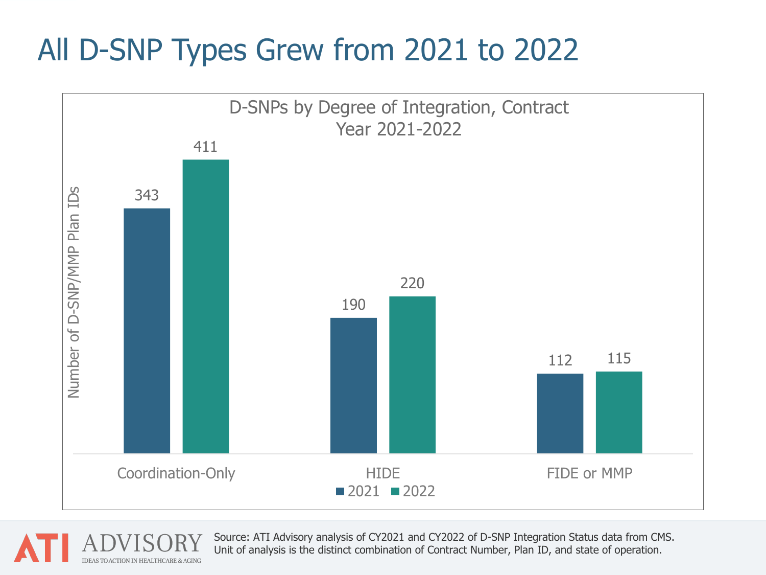# All D-SNP Types Grew from 2021 to 2022

D-SNPs by Degree of Integration, Contract Year 2021-2022

| Number of D-SNP/MMP Plan IDs | 2021 | 2022 |
|---|---|---|
| Coordination-Only | 343 | 411 |
| HIDE | 190 | 220 |
| FIDE or MMP | 112 | 115 |

Source: ATI Advisory analysis of CY2021 and CY2022 of D-SNP Integration Status data from CMS. Unit of analysis is the distinct combination of Contract Number, Plan ID, and state of operation.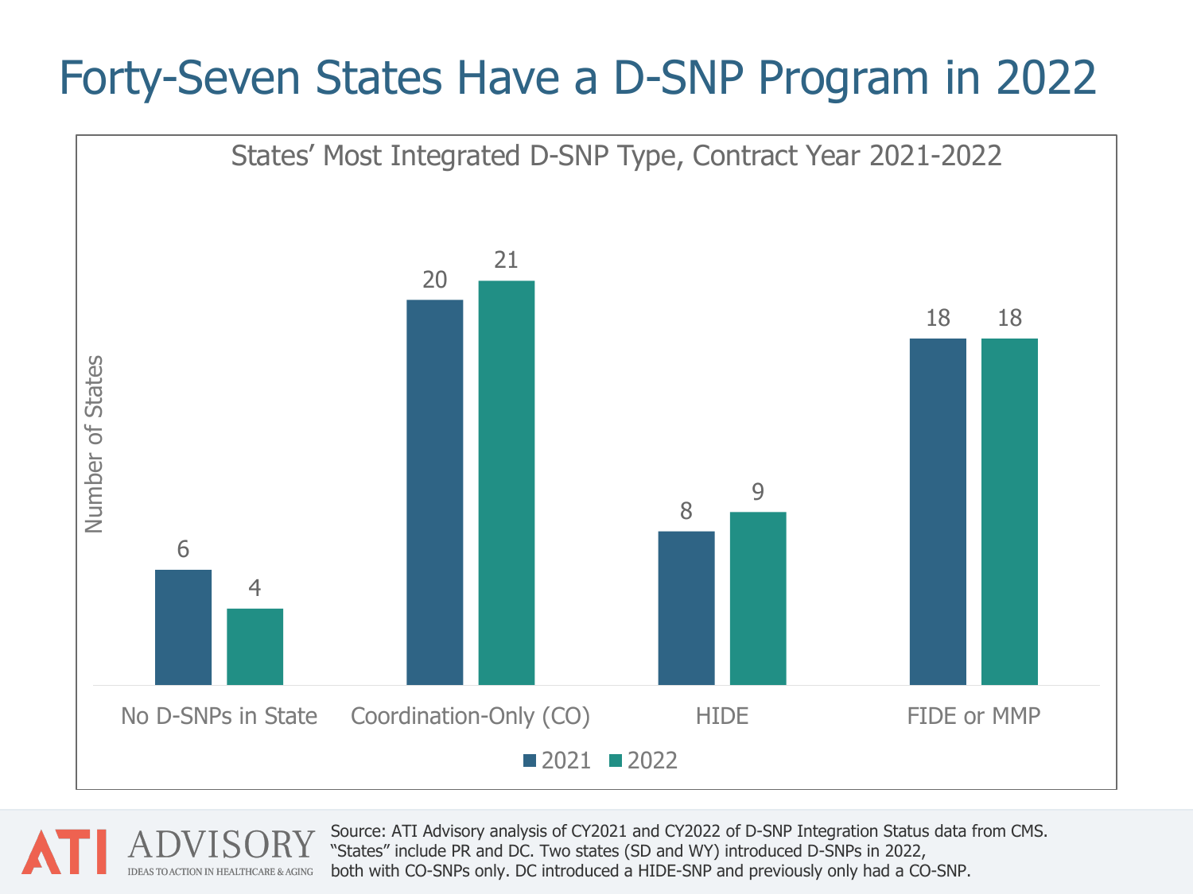# Forty-Seven States Have a D-SNP Program in 2022

**States' Most Integrated D-SNP Type, Contract Year 2021-2022**

| Number of States | 2021 | 2022 |
|---|---|---|
| No D-SNPs in State | 6 | 4 |
| Coordination-Only (CO) | 20 | 21 |
| HIDE | 8 | 9 |
| FIDE or MMP | 18 | 18 |

ATI ADVISORY
IDEAS TO ACTION IN HEALTHCARE & AGING

Source: ATI Advisory analysis of CY2021 and CY2022 of D-SNP Integration Status data from CMS. "States" include PR and DC. Two states (SD and WY) introduced D-SNPs in 2022, both with CO-SNPs only. DC introduced a HIDE-SNP and previously only had a CO-SNP.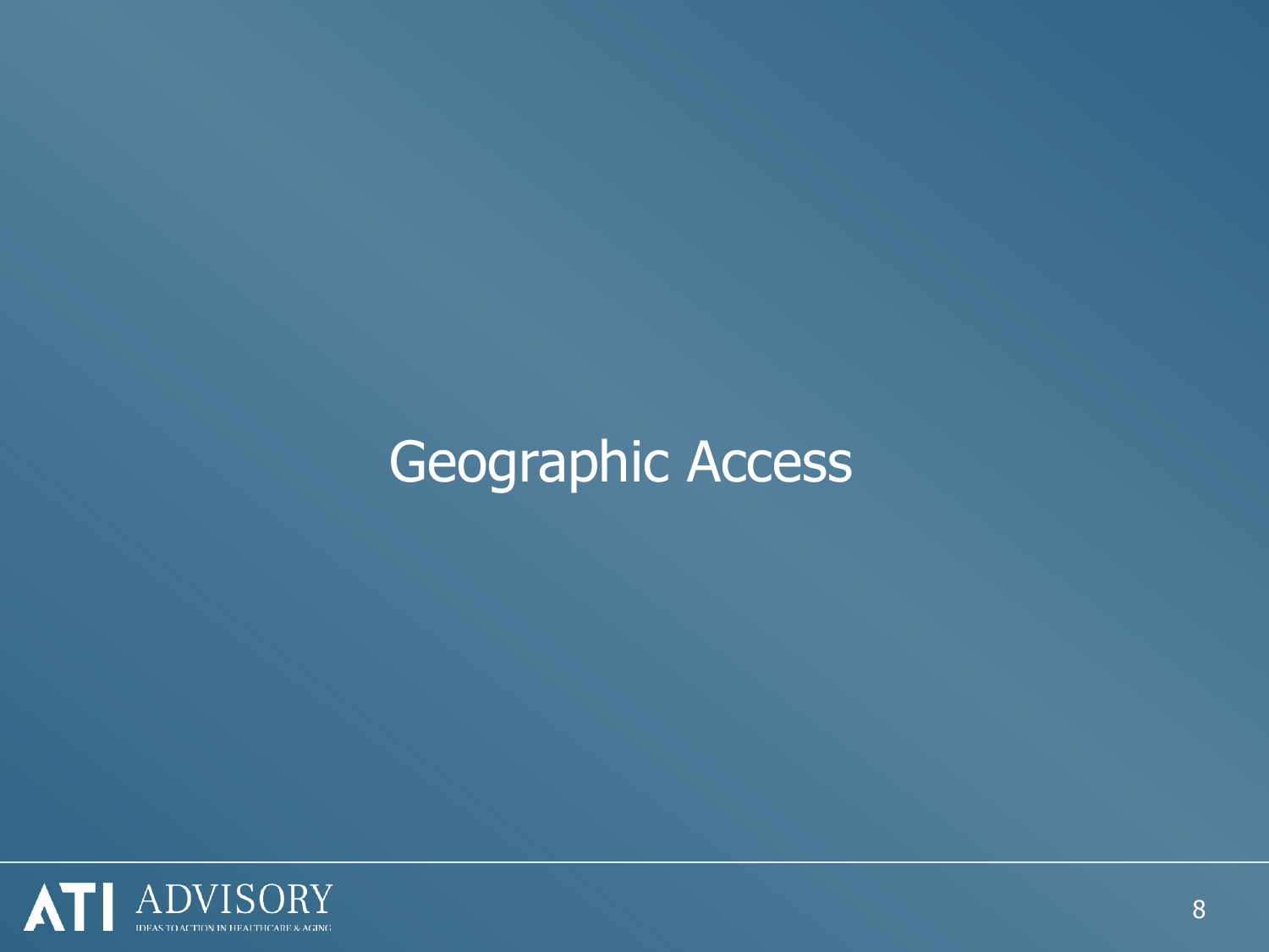# Geographic Access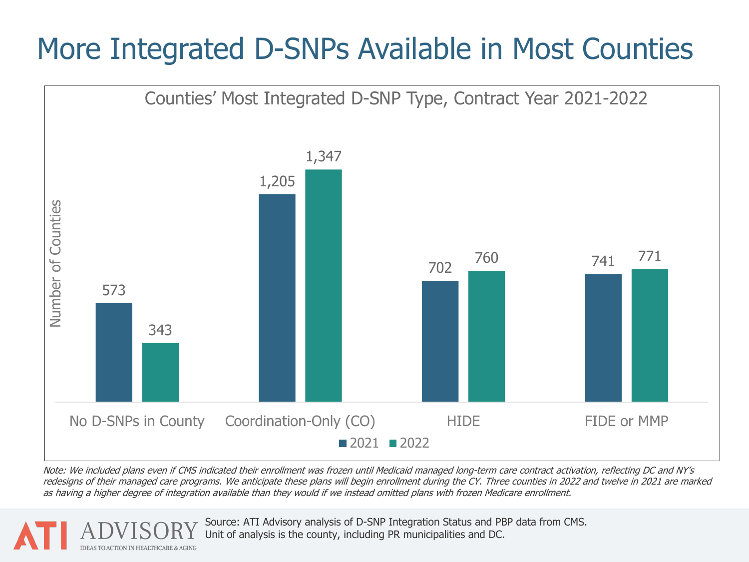# More Integrated D-SNPs Available in Most Counties

**Counties' Most Integrated D-SNP Type, Contract Year 2021-2022**

| Most Integrated D-SNP Type | 2021 | 2022 |
| --- | --- | --- |
| No D-SNPs in County | 573 | 343 |
| Coordination-Only (CO) | 1,205 | 1,347 |
| HIDE | 702 | 760 |
| FIDE or MMP | 741 | 771 |

*Note: We included plans even if CMS indicated their enrollment was frozen until Medicaid managed long-term care contract activation, reflecting DC and NY's redesigns of their managed care programs. We anticipate these plans will begin enrollment during the CY. Three counties in 2022 and twelve in 2021 are marked as having a higher degree of integration available than they would if we instead omitted plans with frozen Medicare enrollment.*

Source: ATI Advisory analysis of D-SNP Integration Status and PBP data from CMS. Unit of analysis is the county, including PR municipalities and DC.

ATI ADVISORY — IDEAS TO ACTION IN HEALTHCARE & AGING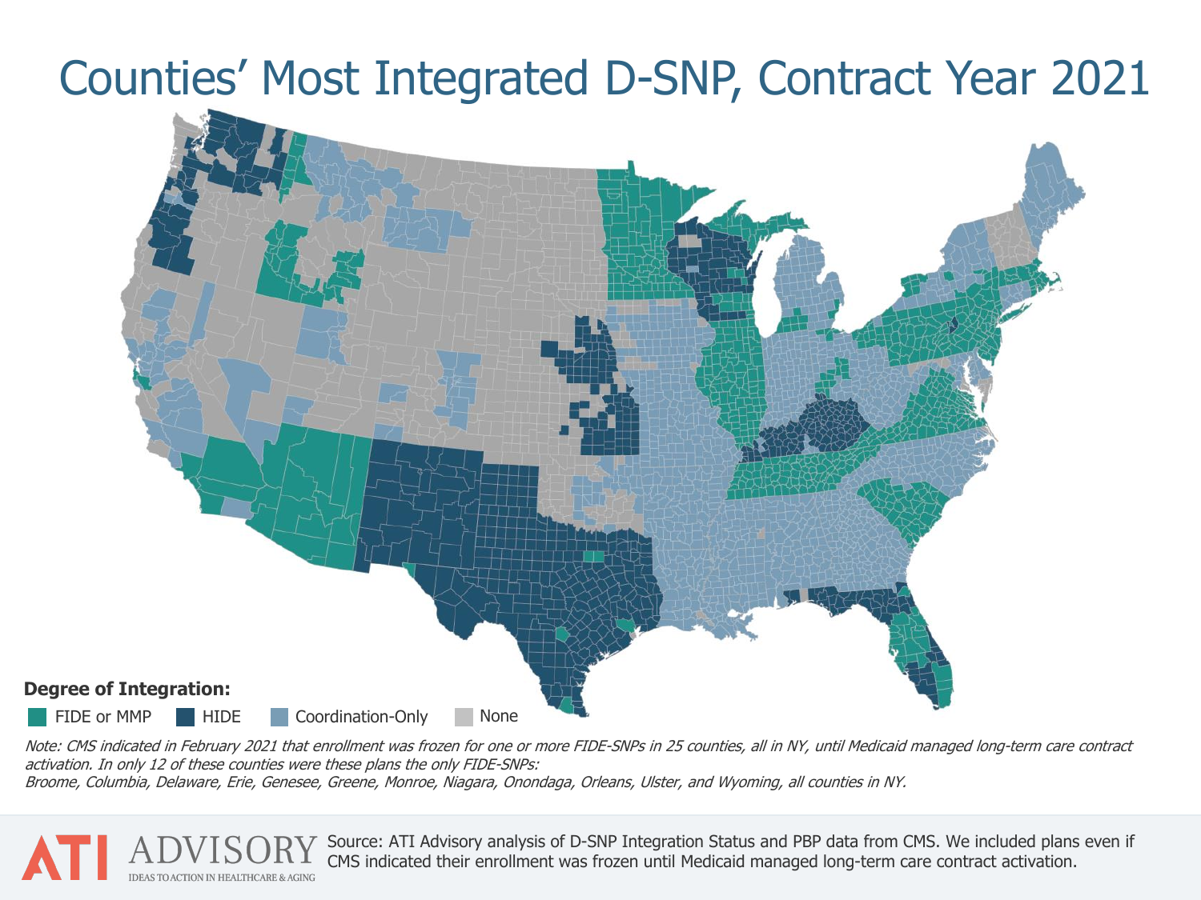# Counties' Most Integrated D-SNP, Contract Year 2021

**Degree of Integration:**

- FIDE or MMP
- HIDE
- Coordination-Only
- None

*Note: CMS indicated in February 2021 that enrollment was frozen for one or more FIDE-SNPs in 25 counties, all in NY, until Medicaid managed long-term care contract activation. In only 12 of these counties were these plans the only FIDE-SNPs: Broome, Columbia, Delaware, Erie, Genesee, Greene, Monroe, Niagara, Onondaga, Orleans, Ulster, and Wyoming, all counties in NY.*

ATI ADVISORY — IDEAS TO ACTION IN HEALTHCARE & AGING

Source: ATI Advisory analysis of D-SNP Integration Status and PBP data from CMS. We included plans even if CMS indicated their enrollment was frozen until Medicaid managed long-term care contract activation.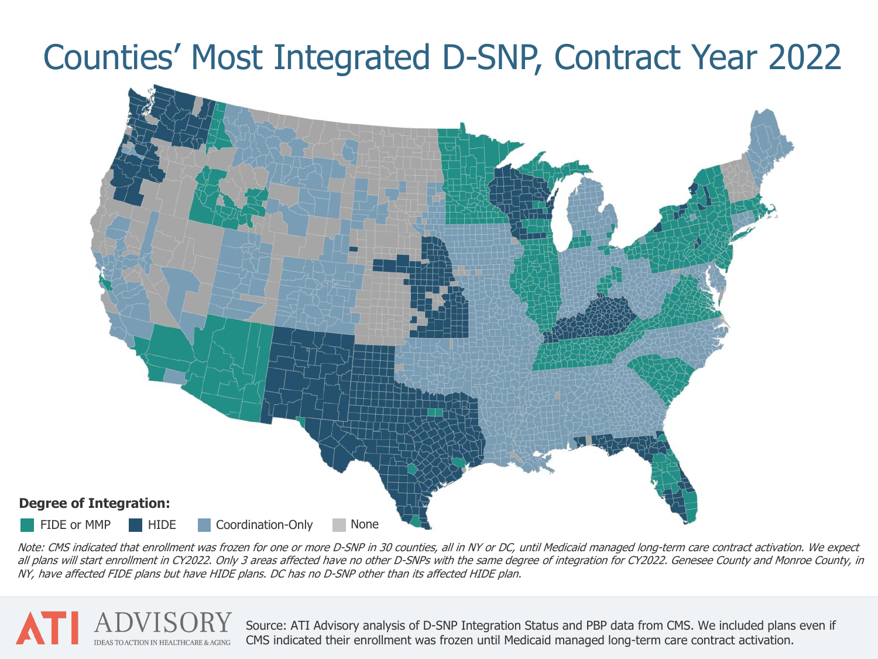# Counties' Most Integrated D-SNP, Contract Year 2022

**Degree of Integration:**

- FIDE or MMP
- HIDE
- Coordination-Only
- None

*Note: CMS indicated that enrollment was frozen for one or more D-SNP in 30 counties, all in NY or DC, until Medicaid managed long-term care contract activation. We expect all plans will start enrollment in CY2022. Only 3 areas affected have no other D-SNPs with the same degree of integration for CY2022. Genesee County and Monroe County, in NY, have affected FIDE plans but have HIDE plans. DC has no D-SNP other than its affected HIDE plan.*

ATI ADVISORY — IDEAS TO ACTION IN HEALTHCARE & AGING

Source: ATI Advisory analysis of D-SNP Integration Status and PBP data from CMS. We included plans even if CMS indicated their enrollment was frozen until Medicaid managed long-term care contract activation.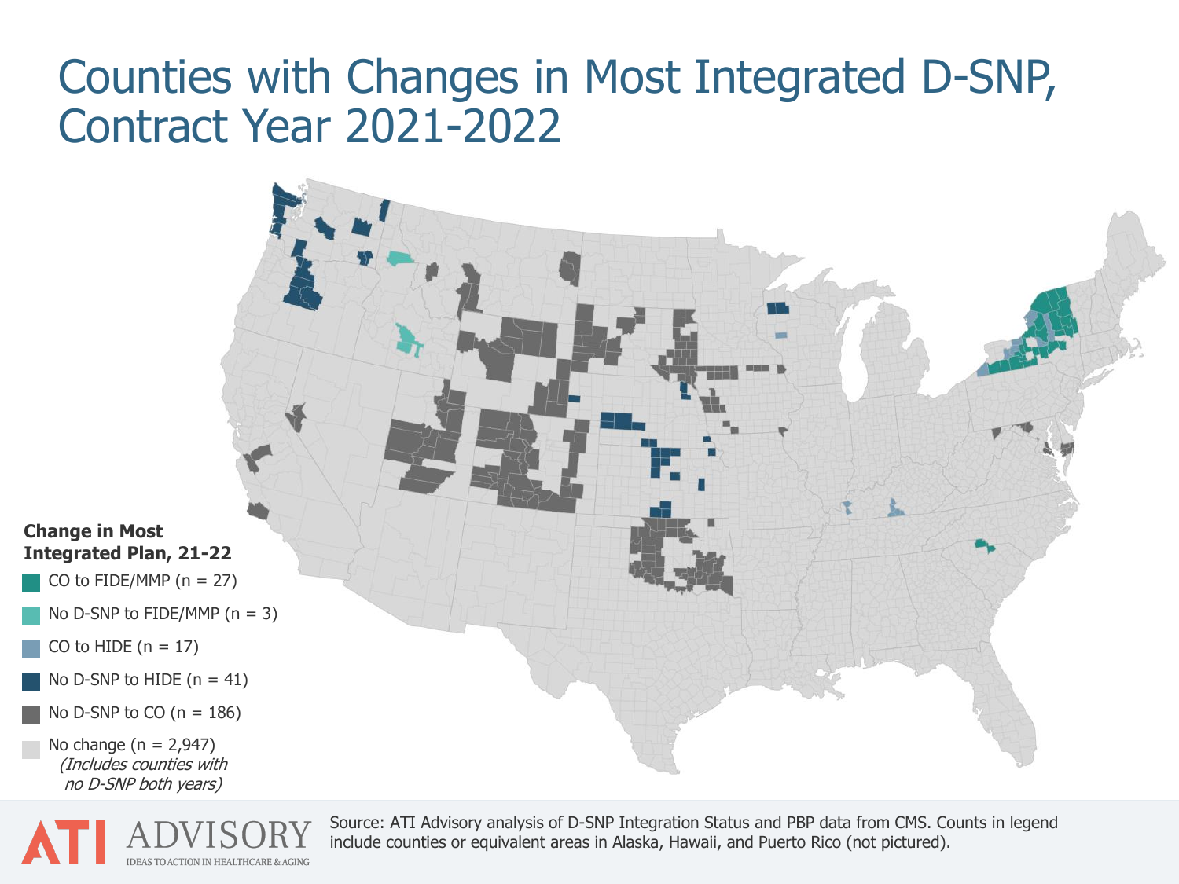# Counties with Changes in Most Integrated D-SNP, Contract Year 2021-2022

**Change in Most Integrated Plan, 21-22**

CO to FIDE/MMP (n = 27)

No D-SNP to FIDE/MMP (n = 3)

CO to HIDE (n = 17)

No D-SNP to HIDE (n = 41)

No D-SNP to CO (n = 186)

No change (n = 2,947)
*(Includes counties with no D-SNP both years)*

ATI ADVISORY
IDEAS TO ACTION IN HEALTHCARE & AGING

Source: ATI Advisory analysis of D-SNP Integration Status and PBP data from CMS. Counts in legend include counties or equivalent areas in Alaska, Hawaii, and Puerto Rico (not pictured).